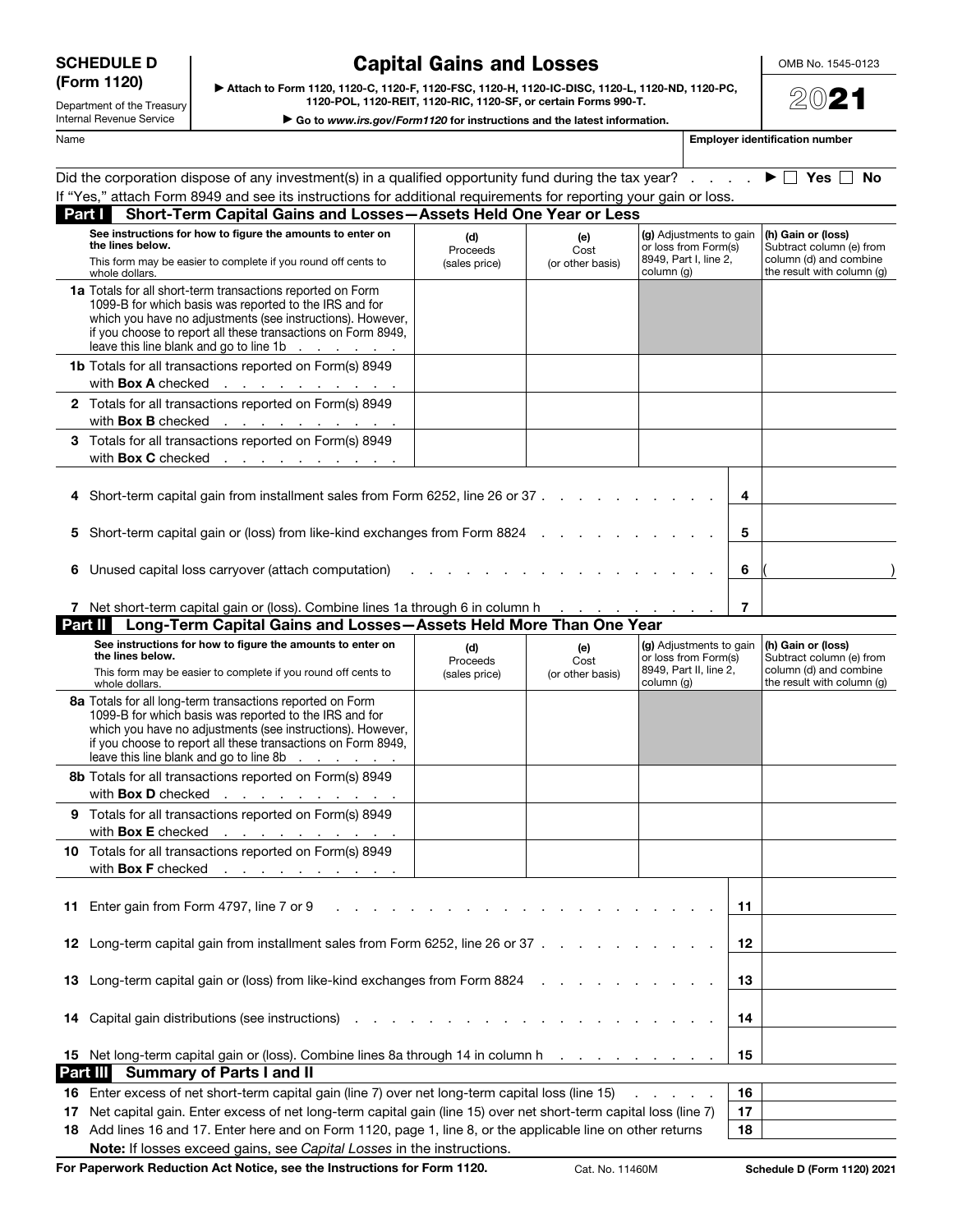# SCHEDULE D (Form 1120)

Department of the Treasury
Internal Revenue Service

## Capital Gains and Losses

▶ Attach to Form 1120, 1120-C, 1120-F, 1120-FSC, 1120-H, 1120-IC-DISC, 1120-L, 1120-ND, 1120-PC, 1120-POL, 1120-REIT, 1120-RIC, 1120-SF, or certain Forms 990-T.

▶ Go to *www.irs.gov/Form1120* for instructions and the latest information.

OMB No. 1545-0123

**2021**

Name | **Employer identification number**

Did the corporation dispose of any investment(s) in a qualified opportunity fund during the tax year? . . . . . ▶ ☐ Yes ☐ No

If "Yes," attach Form 8949 and see its instructions for additional requirements for reporting your gain or loss.

## Part I Short-Term Capital Gains and Losses—Assets Held One Year or Less

| **See instructions for how to figure the amounts to enter on the lines below.** This form may be easier to complete if you round off cents to whole dollars. | **(d)** Proceeds (sales price) | **(e)** Cost (or other basis) | **(g)** Adjustments to gain or loss from Form(s) 8949, Part I, line 2, column (g) | **(h) Gain or (loss)** Subtract column (e) from column (d) and combine the result with column (g) |
|---|---|---|---|---|
| **1a** Totals for all short-term transactions reported on Form 1099-B for which basis was reported to the IRS and for which you have no adjustments (see instructions). However, if you choose to report all these transactions on Form 8949, leave this line blank and go to line 1b . . . . . . | | | | |
| **1b** Totals for all transactions reported on Form(s) 8949 with **Box A** checked . . . . . . . . . . . | | | | |
| **2** Totals for all transactions reported on Form(s) 8949 with **Box B** checked . . . . . . . . . . . | | | | |
| **3** Totals for all transactions reported on Form(s) 8949 with **Box C** checked . . . . . . . . . . . | | | | |

| | | |
|---|---|---|
| **4** Short-term capital gain from installment sales from Form 6252, line 26 or 37 . . . . . . . . . . . | **4** | |
| **5** Short-term capital gain or (loss) from like-kind exchanges from Form 8824 . . . . . . . . . . . | **5** | |
| **6** Unused capital loss carryover (attach computation) . . . . . . . . . . . . . . . . . | **6** | ( ) |
| **7** Net short-term capital gain or (loss). Combine lines 1a through 6 in column h . . . . . . . . . . | **7** | |

## Part II Long-Term Capital Gains and Losses—Assets Held More Than One Year

| **See instructions for how to figure the amounts to enter on the lines below.** This form may be easier to complete if you round off cents to whole dollars. | **(d)** Proceeds (sales price) | **(e)** Cost (or other basis) | **(g)** Adjustments to gain or loss from Form(s) 8949, Part II, line 2, column (g) | **(h) Gain or (loss)** Subtract column (e) from column (d) and combine the result with column (g) |
|---|---|---|---|---|
| **8a** Totals for all long-term transactions reported on Form 1099-B for which basis was reported to the IRS and for which you have no adjustments (see instructions). However, if you choose to report all these transactions on Form 8949, leave this line blank and go to line 8b . . . . . . | | | | |
| **8b** Totals for all transactions reported on Form(s) 8949 with **Box D** checked . . . . . . . . . . . | | | | |
| **9** Totals for all transactions reported on Form(s) 8949 with **Box E** checked . . . . . . . . . . . | | | | |
| **10** Totals for all transactions reported on Form(s) 8949 with **Box F** checked . . . . . . . . . . . | | | | |

| | | |
|---|---|---|
| **11** Enter gain from Form 4797, line 7 or 9 . . . . . . . . . . . . . . . . . . . . . . | **11** | |
| **12** Long-term capital gain from installment sales from Form 6252, line 26 or 37 . . . . . . . . . . . | **12** | |
| **13** Long-term capital gain or (loss) from like-kind exchanges from Form 8824 . . . . . . . . . . . | **13** | |
| **14** Capital gain distributions (see instructions) . . . . . . . . . . . . . . . . . . . . | **14** | |
| **15** Net long-term capital gain or (loss). Combine lines 8a through 14 in column h . . . . . . . . . | **15** | |

## Part III Summary of Parts I and II

| | | |
|---|---|---|
| **16** Enter excess of net short-term capital gain (line 7) over net long-term capital loss (line 15) . . . . . . | **16** | |
| **17** Net capital gain. Enter excess of net long-term capital gain (line 15) over net short-term capital loss (line 7) | **17** | |
| **18** Add lines 16 and 17. Enter here and on Form 1120, page 1, line 8, or the applicable line on other returns **Note:** If losses exceed gains, see *Capital Losses* in the instructions. | **18** | |

**For Paperwork Reduction Act Notice, see the Instructions for Form 1120.** Cat. No. 11460M **Schedule D (Form 1120) 2021**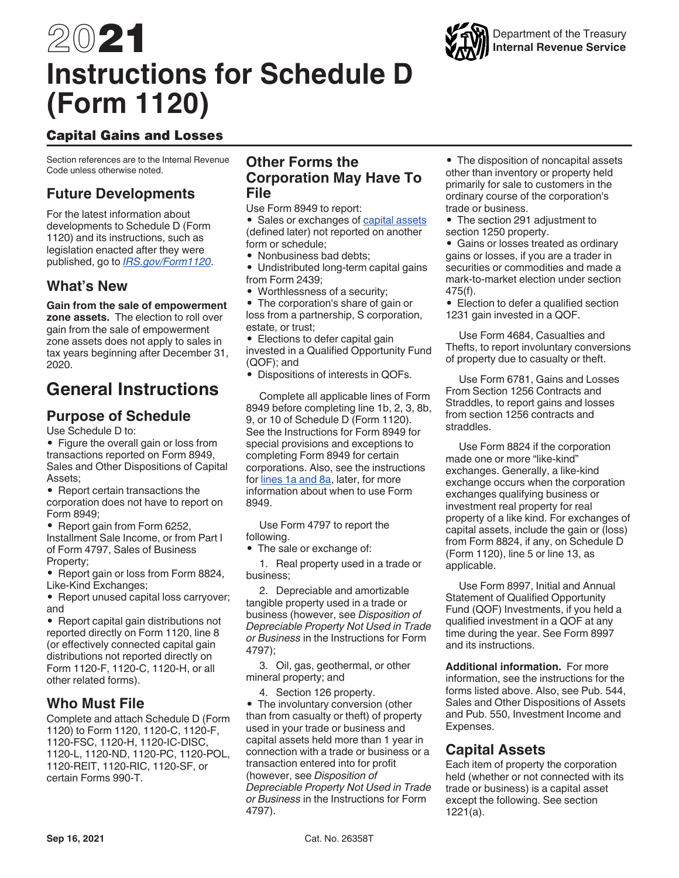# 2021 Instructions for Schedule D (Form 1120)

## Capital Gains and Losses

Department of the Treasury
**Internal Revenue Service**

Section references are to the Internal Revenue Code unless otherwise noted.

## Future Developments

For the latest information about developments to Schedule D (Form 1120) and its instructions, such as legislation enacted after they were published, go to *IRS.gov/Form1120*.

## What's New

**Gain from the sale of empowerment zone assets.** The election to roll over gain from the sale of empowerment zone assets does not apply to sales in tax years beginning after December 31, 2020.

# General Instructions

## Purpose of Schedule

Use Schedule D to:

- Figure the overall gain or loss from transactions reported on Form 8949, Sales and Other Dispositions of Capital Assets;
- Report certain transactions the corporation does not have to report on Form 8949;
- Report gain from Form 6252, Installment Sale Income, or from Part I of Form 4797, Sales of Business Property;
- Report gain or loss from Form 8824, Like-Kind Exchanges;
- Report unused capital loss carryover; and
- Report capital gain distributions not reported directly on Form 1120, line 8 (or effectively connected capital gain distributions not reported directly on Form 1120-F, 1120-C, 1120-H, or all other related forms).

## Who Must File

Complete and attach Schedule D (Form 1120) to Form 1120, 1120-C, 1120-F, 1120-FSC, 1120-H, 1120-IC-DISC, 1120-L, 1120-ND, 1120-PC, 1120-POL, 1120-REIT, 1120-RIC, 1120-SF, or certain Forms 990-T.

## Other Forms the Corporation May Have To File

Use Form 8949 to report:

- Sales or exchanges of capital assets (defined later) not reported on another form or schedule;
- Nonbusiness bad debts;
- Undistributed long-term capital gains from Form 2439;
- Worthlessness of a security;
- The corporation's share of gain or loss from a partnership, S corporation, estate, or trust;
- Elections to defer capital gain invested in a Qualified Opportunity Fund (QOF); and
- Dispositions of interests in QOFs.

Complete all applicable lines of Form 8949 before completing line 1b, 2, 3, 8b, 9, or 10 of Schedule D (Form 1120). See the Instructions for Form 8949 for special provisions and exceptions to completing Form 8949 for certain corporations. Also, see the instructions for lines 1a and 8a, later, for more information about when to use Form 8949.

Use Form 4797 to report the following.

- The sale or exchange of:
  1. Real property used in a trade or business;
  2. Depreciable and amortizable tangible property used in a trade or business (however, see *Disposition of Depreciable Property Not Used in Trade or Business* in the Instructions for Form 4797);
  3. Oil, gas, geothermal, or other mineral property; and
  4. Section 126 property.
- The involuntary conversion (other than from casualty or theft) of property used in your trade or business and capital assets held more than 1 year in connection with a trade or business or a transaction entered into for profit (however, see *Disposition of Depreciable Property Not Used in Trade or Business* in the Instructions for Form 4797).
- The disposition of noncapital assets other than inventory or property held primarily for sale to customers in the ordinary course of the corporation's trade or business.
- The section 291 adjustment to section 1250 property.
- Gains or losses treated as ordinary gains or losses, if you are a trader in securities or commodities and made a mark-to-market election under section 475(f).
- Election to defer a qualified section 1231 gain invested in a QOF.

Use Form 4684, Casualties and Thefts, to report involuntary conversions of property due to casualty or theft.

Use Form 6781, Gains and Losses From Section 1256 Contracts and Straddles, to report gains and losses from section 1256 contracts and straddles.

Use Form 8824 if the corporation made one or more "like-kind" exchanges. Generally, a like-kind exchange occurs when the corporation exchanges qualifying business or investment real property for real property of a like kind. For exchanges of capital assets, include the gain or (loss) from Form 8824, if any, on Schedule D (Form 1120), line 5 or line 13, as applicable.

Use Form 8997, Initial and Annual Statement of Qualified Opportunity Fund (QOF) Investments, if you held a qualified investment in a QOF at any time during the year. See Form 8997 and its instructions.

**Additional information.** For more information, see the instructions for the forms listed above. Also, see Pub. 544, Sales and Other Dispositions of Assets and Pub. 550, Investment Income and Expenses.

## Capital Assets

Each item of property the corporation held (whether or not connected with its trade or business) is a capital asset except the following. See section 1221(a).

Sep 16, 2021 Cat. No. 26358T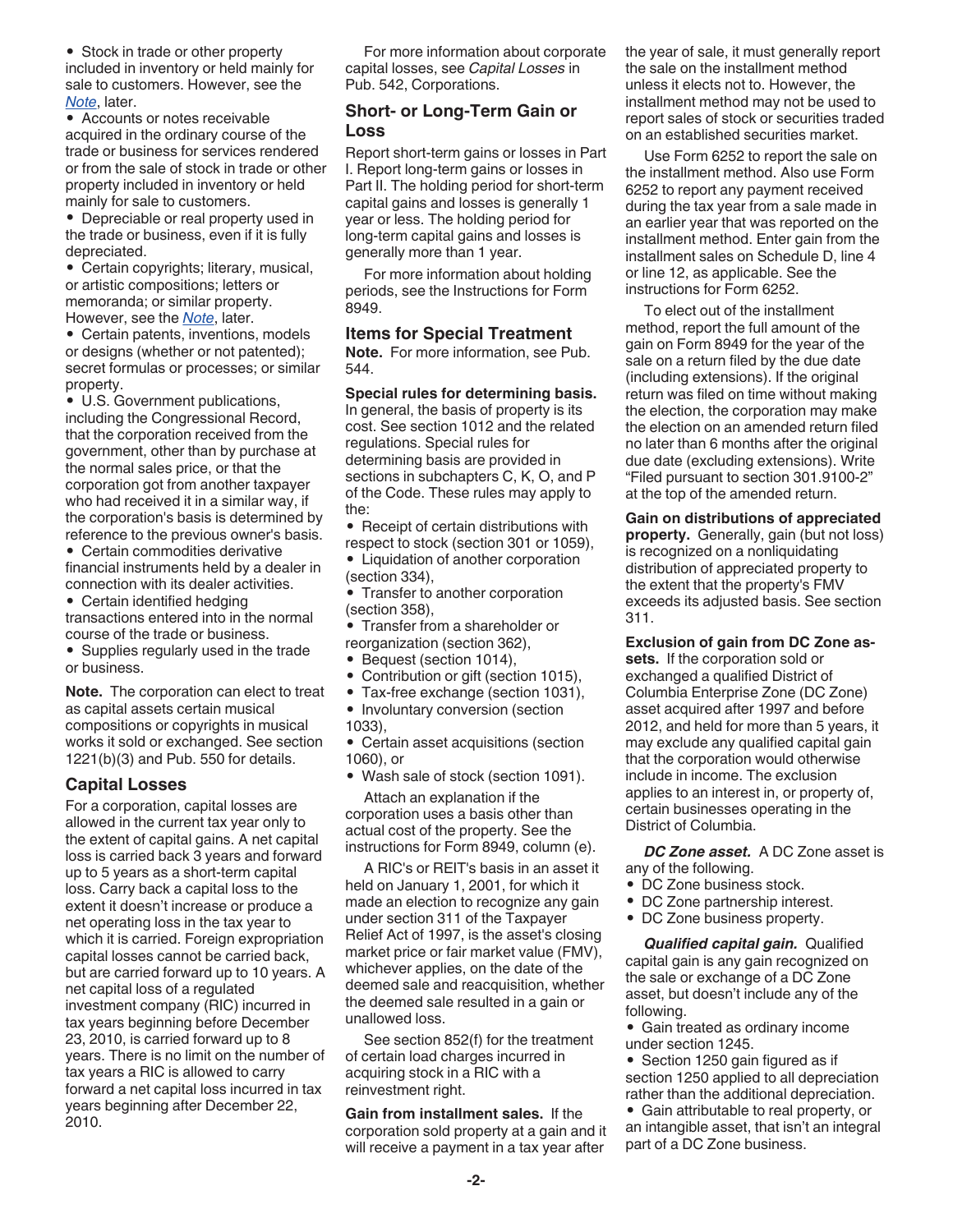- Stock in trade or other property included in inventory or held mainly for sale to customers. However, see the *Note*, later.
- Accounts or notes receivable acquired in the ordinary course of the trade or business for services rendered or from the sale of stock in trade or other property included in inventory or held mainly for sale to customers.
- Depreciable or real property used in the trade or business, even if it is fully depreciated.
- Certain copyrights; literary, musical, or artistic compositions; letters or memoranda; or similar property. However, see the *Note*, later.
- Certain patents, inventions, models or designs (whether or not patented); secret formulas or processes; or similar property.
- U.S. Government publications, including the Congressional Record, that the corporation received from the government, other than by purchase at the normal sales price, or that the corporation got from another taxpayer who had received it in a similar way, if the corporation's basis is determined by reference to the previous owner's basis.
- Certain commodities derivative financial instruments held by a dealer in connection with its dealer activities.
- Certain identified hedging transactions entered into in the normal course of the trade or business.
- Supplies regularly used in the trade or business.

**Note.** The corporation can elect to treat as capital assets certain musical compositions or copyrights in musical works it sold or exchanged. See section 1221(b)(3) and Pub. 550 for details.

## Capital Losses

For a corporation, capital losses are allowed in the current tax year only to the extent of capital gains. A net capital loss is carried back 3 years and forward up to 5 years as a short-term capital loss. Carry back a capital loss to the extent it doesn't increase or produce a net operating loss in the tax year to which it is carried. Foreign expropriation capital losses cannot be carried back, but are carried forward up to 10 years. A net capital loss of a regulated investment company (RIC) incurred in tax years beginning before December 23, 2010, is carried forward up to 8 years. There is no limit on the number of tax years a RIC is allowed to carry forward a net capital loss incurred in tax years beginning after December 22, 2010.

For more information about corporate capital losses, see *Capital Losses* in Pub. 542, Corporations.

## Short- or Long-Term Gain or Loss

Report short-term gains or losses in Part I. Report long-term gains or losses in Part II. The holding period for short-term capital gains and losses is generally 1 year or less. The holding period for long-term capital gains and losses is generally more than 1 year.

For more information about holding periods, see the Instructions for Form 8949.

## Items for Special Treatment

**Note.** For more information, see Pub. 544.

**Special rules for determining basis.** In general, the basis of property is its cost. See section 1012 and the related regulations. Special rules for determining basis are provided in sections in subchapters C, K, O, and P of the Code. These rules may apply to the:

- Receipt of certain distributions with respect to stock (section 301 or 1059),
- Liquidation of another corporation (section 334),
- Transfer to another corporation (section 358),
- Transfer from a shareholder or reorganization (section 362),
- Bequest (section 1014),
- Contribution or gift (section 1015),
- Tax-free exchange (section 1031),
- Involuntary conversion (section 1033),
- Certain asset acquisitions (section 1060), or
- Wash sale of stock (section 1091).

Attach an explanation if the corporation uses a basis other than actual cost of the property. See the instructions for Form 8949, column (e).

A RIC's or REIT's basis in an asset it held on January 1, 2001, for which it made an election to recognize any gain under section 311 of the Taxpayer Relief Act of 1997, is the asset's closing market price or fair market value (FMV), whichever applies, on the date of the deemed sale and reacquisition, whether the deemed sale resulted in a gain or unallowed loss.

See section 852(f) for the treatment of certain load charges incurred in acquiring stock in a RIC with a reinvestment right.

**Gain from installment sales.** If the corporation sold property at a gain and it will receive a payment in a tax year after the year of sale, it must generally report the sale on the installment method unless it elects not to. However, the installment method may not be used to report sales of stock or securities traded on an established securities market.

Use Form 6252 to report the sale on the installment method. Also use Form 6252 to report any payment received during the tax year from a sale made in an earlier year that was reported on the installment method. Enter gain from the installment sales on Schedule D, line 4 or line 12, as applicable. See the instructions for Form 6252.

To elect out of the installment method, report the full amount of the gain on Form 8949 for the year of the sale on a return filed by the due date (including extensions). If the original return was filed on time without making the election, the corporation may make the election on an amended return filed no later than 6 months after the original due date (excluding extensions). Write "Filed pursuant to section 301.9100-2" at the top of the amended return.

**Gain on distributions of appreciated property.** Generally, gain (but not loss) is recognized on a nonliquidating distribution of appreciated property to the extent that the property's FMV exceeds its adjusted basis. See section 311.

**Exclusion of gain from DC Zone assets.** If the corporation sold or exchanged a qualified District of Columbia Enterprise Zone (DC Zone) asset acquired after 1997 and before 2012, and held for more than 5 years, it may exclude any qualified capital gain that the corporation would otherwise include in income. The exclusion applies to an interest in, or property of, certain businesses operating in the District of Columbia.

***DC Zone asset.*** A DC Zone asset is any of the following.

- DC Zone business stock.
- DC Zone partnership interest.
- DC Zone business property.

***Qualified capital gain.*** Qualified capital gain is any gain recognized on the sale or exchange of a DC Zone asset, but doesn't include any of the following.

- Gain treated as ordinary income under section 1245.
- Section 1250 gain figured as if section 1250 applied to all depreciation rather than the additional depreciation.
- Gain attributable to real property, or an intangible asset, that isn't an integral part of a DC Zone business.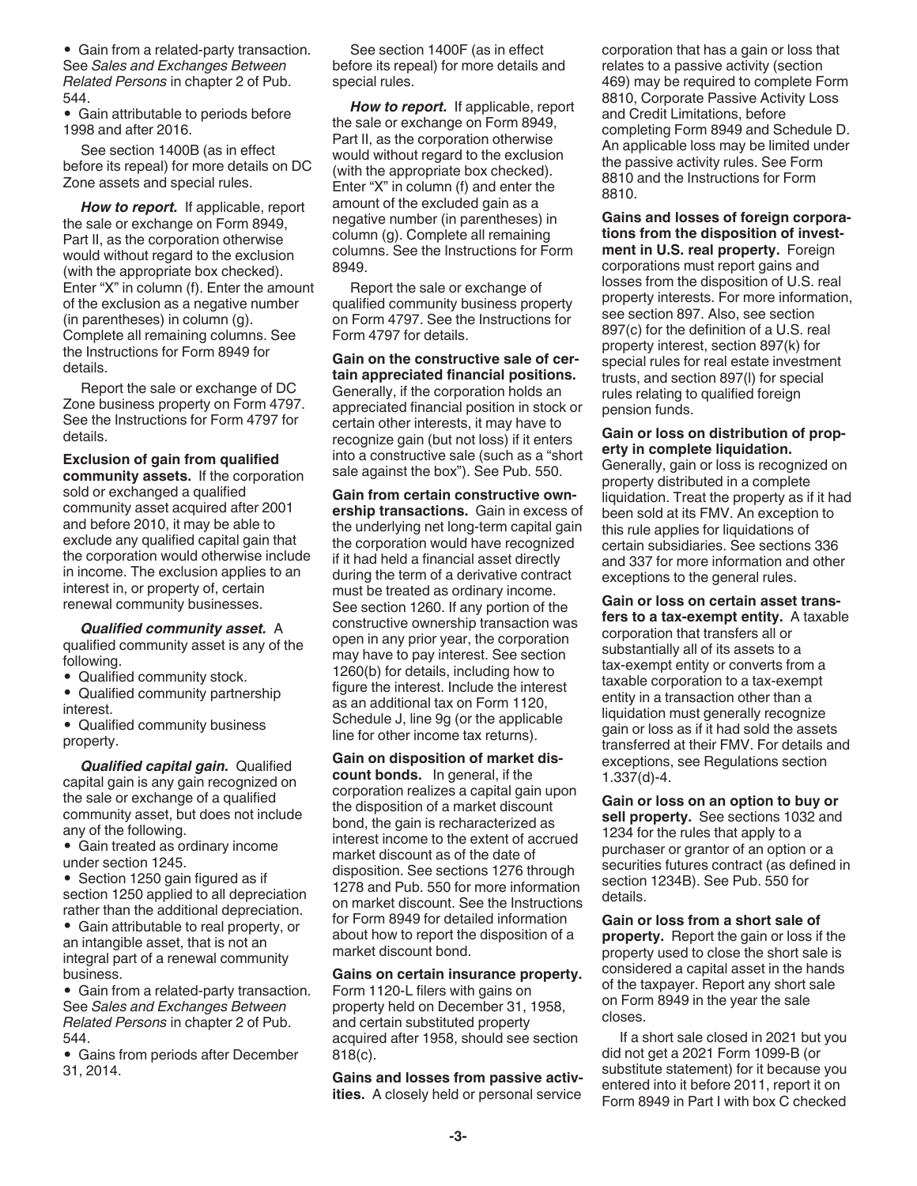- Gain from a related-party transaction. See *Sales and Exchanges Between Related Persons* in chapter 2 of Pub. 544.
- Gain attributable to periods before 1998 and after 2016.

See section 1400B (as in effect before its repeal) for more details on DC Zone assets and special rules.

***How to report.*** If applicable, report the sale or exchange on Form 8949, Part II, as the corporation otherwise would without regard to the exclusion (with the appropriate box checked). Enter "X" in column (f). Enter the amount of the exclusion as a negative number (in parentheses) in column (g). Complete all remaining columns. See the Instructions for Form 8949 for details.

Report the sale or exchange of DC Zone business property on Form 4797. See the Instructions for Form 4797 for details.

**Exclusion of gain from qualified community assets.** If the corporation sold or exchanged a qualified community asset acquired after 2001 and before 2010, it may be able to exclude any qualified capital gain that the corporation would otherwise include in income. The exclusion applies to an interest in, or property of, certain renewal community businesses.

***Qualified community asset.*** A qualified community asset is any of the following.

- Qualified community stock.
- Qualified community partnership interest.
- Qualified community business property.

***Qualified capital gain.*** Qualified capital gain is any gain recognized on the sale or exchange of a qualified community asset, but does not include any of the following.

- Gain treated as ordinary income under section 1245.
- Section 1250 gain figured as if section 1250 applied to all depreciation rather than the additional depreciation.
- Gain attributable to real property, or an intangible asset, that is not an integral part of a renewal community business.
- Gain from a related-party transaction. See *Sales and Exchanges Between Related Persons* in chapter 2 of Pub. 544.
- Gains from periods after December 31, 2014.

See section 1400F (as in effect before its repeal) for more details and special rules.

***How to report.*** If applicable, report the sale or exchange on Form 8949, Part II, as the corporation otherwise would without regard to the exclusion (with the appropriate box checked). Enter "X" in column (f) and enter the amount of the excluded gain as a negative number (in parentheses) in column (g). Complete all remaining columns. See the Instructions for Form 8949.

Report the sale or exchange of qualified community business property on Form 4797. See the Instructions for Form 4797 for details.

**Gain on the constructive sale of certain appreciated financial positions.** Generally, if the corporation holds an appreciated financial position in stock or certain other interests, it may have to recognize gain (but not loss) if it enters into a constructive sale (such as a "short sale against the box"). See Pub. 550.

**Gain from certain constructive ownership transactions.** Gain in excess of the underlying net long-term capital gain the corporation would have recognized if it had held a financial asset directly during the term of a derivative contract must be treated as ordinary income. See section 1260. If any portion of the constructive ownership transaction was open in any prior year, the corporation may have to pay interest. See section 1260(b) for details, including how to figure the interest. Include the interest as an additional tax on Form 1120, Schedule J, line 9g (or the applicable line for other income tax returns).

**Gain on disposition of market discount bonds.** In general, if the corporation realizes a capital gain upon the disposition of a market discount bond, the gain is recharacterized as interest income to the extent of accrued market discount as of the date of disposition. See sections 1276 through 1278 and Pub. 550 for more information on market discount. See the Instructions for Form 8949 for detailed information about how to report the disposition of a market discount bond.

**Gains on certain insurance property.** Form 1120-L filers with gains on property held on December 31, 1958, and certain substituted property acquired after 1958, should see section 818(c).

**Gains and losses from passive activities.** A closely held or personal service corporation that has a gain or loss that relates to a passive activity (section 469) may be required to complete Form 8810, Corporate Passive Activity Loss and Credit Limitations, before completing Form 8949 and Schedule D. An applicable loss may be limited under the passive activity rules. See Form 8810 and the Instructions for Form 8810.

**Gains and losses of foreign corporations from the disposition of investment in U.S. real property.** Foreign corporations must report gains and losses from the disposition of U.S. real property interests. For more information, see section 897. Also, see section 897(c) for the definition of a U.S. real property interest, section 897(k) for special rules for real estate investment trusts, and section 897(l) for special rules relating to qualified foreign pension funds.

**Gain or loss on distribution of property in complete liquidation.** Generally, gain or loss is recognized on property distributed in a complete liquidation. Treat the property as if it had been sold at its FMV. An exception to this rule applies for liquidations of certain subsidiaries. See sections 336 and 337 for more information and other exceptions to the general rules.

**Gain or loss on certain asset transfers to a tax-exempt entity.** A taxable corporation that transfers all or substantially all of its assets to a tax-exempt entity or converts from a taxable corporation to a tax-exempt entity in a transaction other than a liquidation must generally recognize gain or loss as if it had sold the assets transferred at their FMV. For details and exceptions, see Regulations section 1.337(d)-4.

**Gain or loss on an option to buy or sell property.** See sections 1032 and 1234 for the rules that apply to a purchaser or grantor of an option or a securities futures contract (as defined in section 1234B). See Pub. 550 for details.

**Gain or loss from a short sale of property.** Report the gain or loss if the property used to close the short sale is considered a capital asset in the hands of the taxpayer. Report any short sale on Form 8949 in the year the sale closes.

If a short sale closed in 2021 but you did not get a 2021 Form 1099-B (or substitute statement) for it because you entered into it before 2011, report it on Form 8949 in Part I with box C checked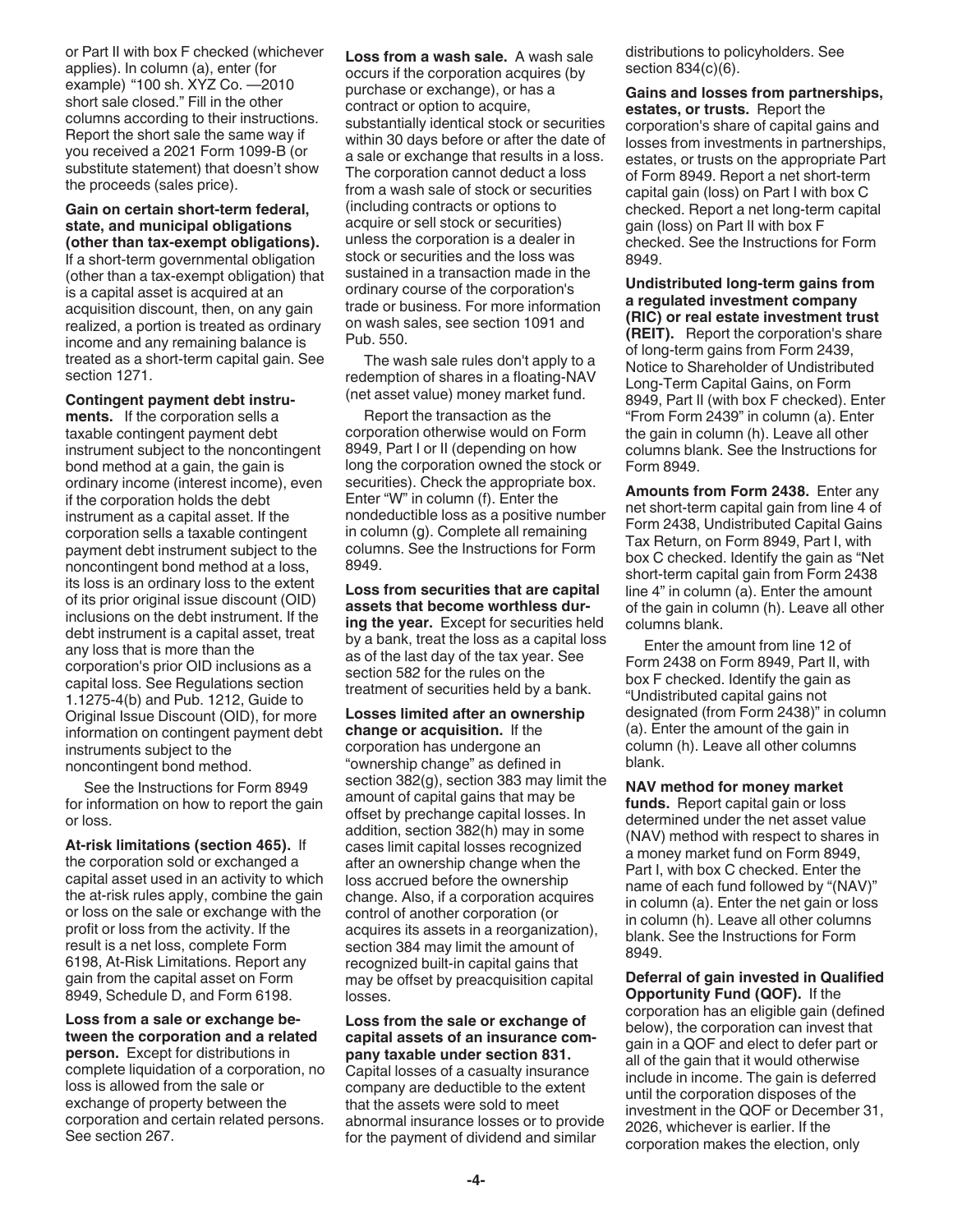or Part II with box F checked (whichever applies). In column (a), enter (for example) "100 sh. XYZ Co. —2010 short sale closed." Fill in the other columns according to their instructions. Report the short sale the same way if you received a 2021 Form 1099-B (or substitute statement) that doesn't show the proceeds (sales price).

**Gain on certain short-term federal, state, and municipal obligations (other than tax-exempt obligations).** If a short-term governmental obligation (other than a tax-exempt obligation) that is a capital asset is acquired at an acquisition discount, then, on any gain realized, a portion is treated as ordinary income and any remaining balance is treated as a short-term capital gain. See section 1271.

**Contingent payment debt instruments.** If the corporation sells a taxable contingent payment debt instrument subject to the noncontingent bond method at a gain, the gain is ordinary income (interest income), even if the corporation holds the debt instrument as a capital asset. If the corporation sells a taxable contingent payment debt instrument subject to the noncontingent bond method at a loss, its loss is an ordinary loss to the extent of its prior original issue discount (OID) inclusions on the debt instrument. If the debt instrument is a capital asset, treat any loss that is more than the corporation's prior OID inclusions as a capital loss. See Regulations section 1.1275-4(b) and Pub. 1212, Guide to Original Issue Discount (OID), for more information on contingent payment debt instruments subject to the noncontingent bond method.

See the Instructions for Form 8949 for information on how to report the gain or loss.

**At-risk limitations (section 465).** If the corporation sold or exchanged a capital asset used in an activity to which the at-risk rules apply, combine the gain or loss on the sale or exchange with the profit or loss from the activity. If the result is a net loss, complete Form 6198, At-Risk Limitations. Report any gain from the capital asset on Form 8949, Schedule D, and Form 6198.

**Loss from a sale or exchange between the corporation and a related person.** Except for distributions in complete liquidation of a corporation, no loss is allowed from the sale or exchange of property between the corporation and certain related persons. See section 267.

**Loss from a wash sale.** A wash sale occurs if the corporation acquires (by purchase or exchange), or has a contract or option to acquire, substantially identical stock or securities within 30 days before or after the date of a sale or exchange that results in a loss. The corporation cannot deduct a loss from a wash sale of stock or securities (including contracts or options to acquire or sell stock or securities) unless the corporation is a dealer in stock or securities and the loss was sustained in a transaction made in the ordinary course of the corporation's trade or business. For more information on wash sales, see section 1091 and Pub. 550.

The wash sale rules don't apply to a redemption of shares in a floating-NAV (net asset value) money market fund.

Report the transaction as the corporation otherwise would on Form 8949, Part I or II (depending on how long the corporation owned the stock or securities). Check the appropriate box. Enter "W" in column (f). Enter the nondeductible loss as a positive number in column (g). Complete all remaining columns. See the Instructions for Form 8949.

**Loss from securities that are capital assets that become worthless during the year.** Except for securities held by a bank, treat the loss as a capital loss as of the last day of the tax year. See section 582 for the rules on the treatment of securities held by a bank.

**Losses limited after an ownership change or acquisition.** If the corporation has undergone an "ownership change" as defined in section 382(g), section 383 may limit the amount of capital gains that may be offset by prechange capital losses. In addition, section 382(h) may in some cases limit capital losses recognized after an ownership change when the loss accrued before the ownership change. Also, if a corporation acquires control of another corporation (or acquires its assets in a reorganization), section 384 may limit the amount of recognized built-in capital gains that may be offset by preacquisition capital losses.

**Loss from the sale or exchange of capital assets of an insurance company taxable under section 831.** Capital losses of a casualty insurance company are deductible to the extent that the assets were sold to meet abnormal insurance losses or to provide for the payment of dividend and similar distributions to policyholders. See section 834(c)(6).

**Gains and losses from partnerships, estates, or trusts.** Report the corporation's share of capital gains and losses from investments in partnerships, estates, or trusts on the appropriate Part of Form 8949. Report a net short-term capital gain (loss) on Part I with box C checked. Report a net long-term capital gain (loss) on Part II with box F checked. See the Instructions for Form 8949.

**Undistributed long-term gains from a regulated investment company (RIC) or real estate investment trust (REIT).** Report the corporation's share of long-term gains from Form 2439, Notice to Shareholder of Undistributed Long-Term Capital Gains, on Form 8949, Part II (with box F checked). Enter "From Form 2439" in column (a). Enter the gain in column (h). Leave all other columns blank. See the Instructions for Form 8949.

**Amounts from Form 2438.** Enter any net short-term capital gain from line 4 of Form 2438, Undistributed Capital Gains Tax Return, on Form 8949, Part I, with box C checked. Identify the gain as "Net short-term capital gain from Form 2438 line 4" in column (a). Enter the amount of the gain in column (h). Leave all other columns blank.

Enter the amount from line 12 of Form 2438 on Form 8949, Part II, with box F checked. Identify the gain as "Undistributed capital gains not designated (from Form 2438)" in column (a). Enter the amount of the gain in column (h). Leave all other columns blank.

**NAV method for money market funds.** Report capital gain or loss determined under the net asset value (NAV) method with respect to shares in a money market fund on Form 8949, Part I, with box C checked. Enter the name of each fund followed by "(NAV)" in column (a). Enter the net gain or loss in column (h). Leave all other columns blank. See the Instructions for Form 8949.

**Deferral of gain invested in Qualified Opportunity Fund (QOF).** If the corporation has an eligible gain (defined below), the corporation can invest that gain in a QOF and elect to defer part or all of the gain that it would otherwise include in income. The gain is deferred until the corporation disposes of the investment in the QOF or December 31, 2026, whichever is earlier. If the corporation makes the election, only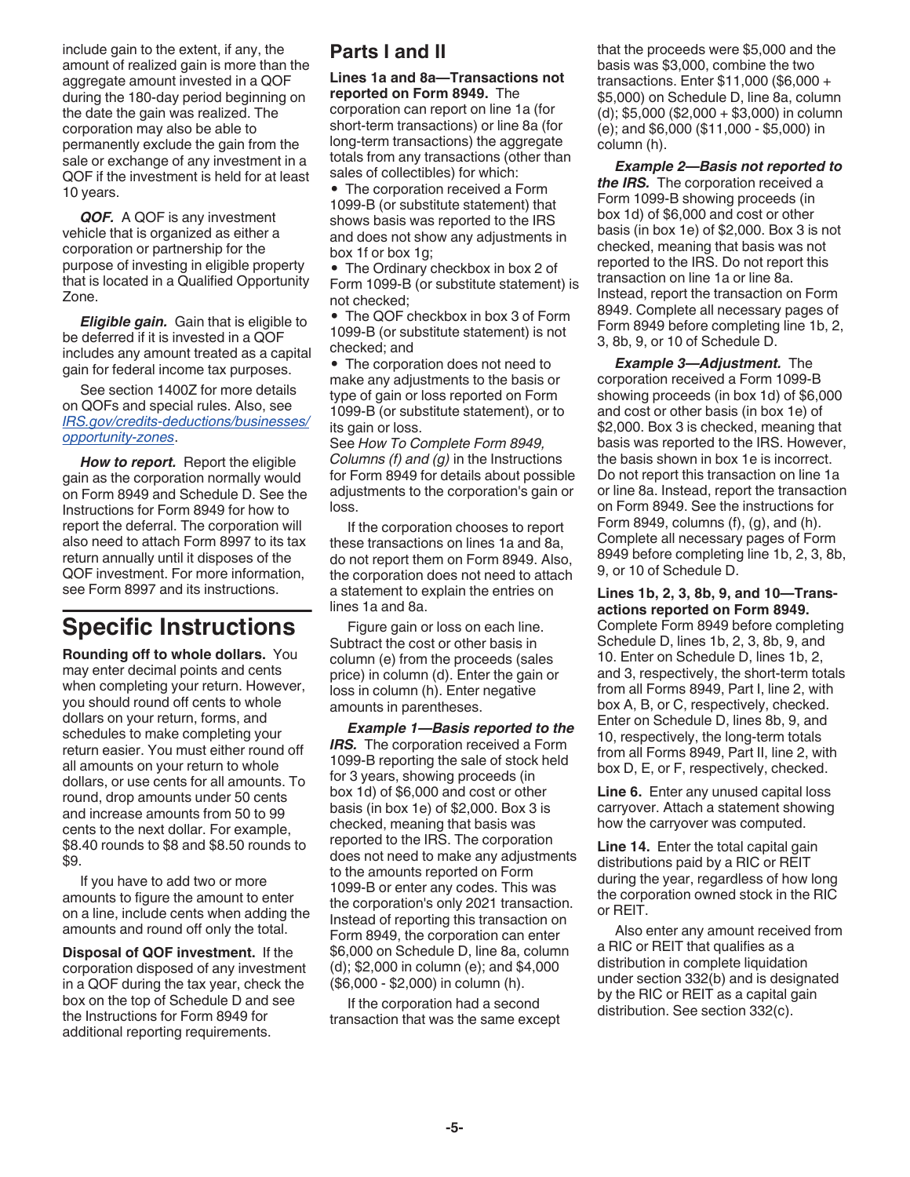include gain to the extent, if any, the amount of realized gain is more than the aggregate amount invested in a QOF during the 180-day period beginning on the date the gain was realized. The corporation may also be able to permanently exclude the gain from the sale or exchange of any investment in a QOF if the investment is held for at least 10 years.

***QOF.*** A QOF is any investment vehicle that is organized as either a corporation or partnership for the purpose of investing in eligible property that is located in a Qualified Opportunity Zone.

***Eligible gain.*** Gain that is eligible to be deferred if it is invested in a QOF includes any amount treated as a capital gain for federal income tax purposes.

See section 1400Z for more details on QOFs and special rules. Also, see *IRS.gov/credits-deductions/businesses/opportunity-zones*.

***How to report.*** Report the eligible gain as the corporation normally would on Form 8949 and Schedule D. See the Instructions for Form 8949 for how to report the deferral. The corporation will also need to attach Form 8997 to its tax return annually until it disposes of the QOF investment. For more information, see Form 8997 and its instructions.

# Specific Instructions

**Rounding off to whole dollars.** You may enter decimal points and cents when completing your return. However, you should round off cents to whole dollars on your return, forms, and schedules to make completing your return easier. You must either round off all amounts on your return to whole dollars, or use cents for all amounts. To round, drop amounts under 50 cents and increase amounts from 50 to 99 cents to the next dollar. For example, $8.40 rounds to $8 and $8.50 rounds to $9.

If you have to add two or more amounts to figure the amount to enter on a line, include cents when adding the amounts and round off only the total.

**Disposal of QOF investment.** If the corporation disposed of any investment in a QOF during the tax year, check the box on the top of Schedule D and see the Instructions for Form 8949 for additional reporting requirements.

## Parts I and II

**Lines 1a and 8a—Transactions not reported on Form 8949.** The corporation can report on line 1a (for short-term transactions) or line 8a (for long-term transactions) the aggregate totals from any transactions (other than sales of collectibles) for which:

- The corporation received a Form 1099-B (or substitute statement) that shows basis was reported to the IRS and does not show any adjustments in box 1f or box 1g;
- The Ordinary checkbox in box 2 of Form 1099-B (or substitute statement) is not checked;
- The QOF checkbox in box 3 of Form 1099-B (or substitute statement) is not checked; and
- The corporation does not need to make any adjustments to the basis or type of gain or loss reported on Form 1099-B (or substitute statement), or to its gain or loss.

See *How To Complete Form 8949, Columns (f) and (g)* in the Instructions for Form 8949 for details about possible adjustments to the corporation's gain or loss.

If the corporation chooses to report these transactions on lines 1a and 8a, do not report them on Form 8949. Also, the corporation does not need to attach a statement to explain the entries on lines 1a and 8a.

Figure gain or loss on each line. Subtract the cost or other basis in column (e) from the proceeds (sales price) in column (d). Enter the gain or loss in column (h). Enter negative amounts in parentheses.

***Example 1—Basis reported to the IRS.*** The corporation received a Form 1099-B reporting the sale of stock held for 3 years, showing proceeds (in box 1d) of $6,000 and cost or other basis (in box 1e) of $2,000. Box 3 is checked, meaning that basis was reported to the IRS. The corporation does not need to make any adjustments to the amounts reported on Form 1099-B or enter any codes. This was the corporation's only 2021 transaction. Instead of reporting this transaction on Form 8949, the corporation can enter $6,000 on Schedule D, line 8a, column (d); $2,000 in column (e); and $4,000 ($6,000 - $2,000) in column (h).

If the corporation had a second transaction that was the same except that the proceeds were $5,000 and the basis was $3,000, combine the two transactions. Enter $11,000 ($6,000 + $5,000) on Schedule D, line 8a, column (d); $5,000 ($2,000 + $3,000) in column (e); and $6,000 ($11,000 - $5,000) in column (h).

***Example 2—Basis not reported to the IRS.*** The corporation received a Form 1099-B showing proceeds (in box 1d) of $6,000 and cost or other basis (in box 1e) of $2,000. Box 3 is not checked, meaning that basis was not reported to the IRS. Do not report this transaction on line 1a or line 8a. Instead, report the transaction on Form 8949. Complete all necessary pages of Form 8949 before completing line 1b, 2, 3, 8b, 9, or 10 of Schedule D.

***Example 3—Adjustment.*** The corporation received a Form 1099-B showing proceeds (in box 1d) of $6,000 and cost or other basis (in box 1e) of $2,000. Box 3 is checked, meaning that basis was reported to the IRS. However, the basis shown in box 1e is incorrect. Do not report this transaction on line 1a or line 8a. Instead, report the transaction on Form 8949. See the instructions for Form 8949, columns (f), (g), and (h). Complete all necessary pages of Form 8949 before completing line 1b, 2, 3, 8b, 9, or 10 of Schedule D.

**Lines 1b, 2, 3, 8b, 9, and 10—Transactions reported on Form 8949.** Complete Form 8949 before completing Schedule D, lines 1b, 2, 3, 8b, 9, and 10. Enter on Schedule D, lines 1b, 2, and 3, respectively, the short-term totals from all Forms 8949, Part I, line 2, with box A, B, or C, respectively, checked. Enter on Schedule D, lines 8b, 9, and 10, respectively, the long-term totals from all Forms 8949, Part II, line 2, with box D, E, or F, respectively, checked.

**Line 6.** Enter any unused capital loss carryover. Attach a statement showing how the carryover was computed.

**Line 14.** Enter the total capital gain distributions paid by a RIC or REIT during the year, regardless of how long the corporation owned stock in the RIC or REIT.

Also enter any amount received from a RIC or REIT that qualifies as a distribution in complete liquidation under section 332(b) and is designated by the RIC or REIT as a capital gain distribution. See section 332(c).